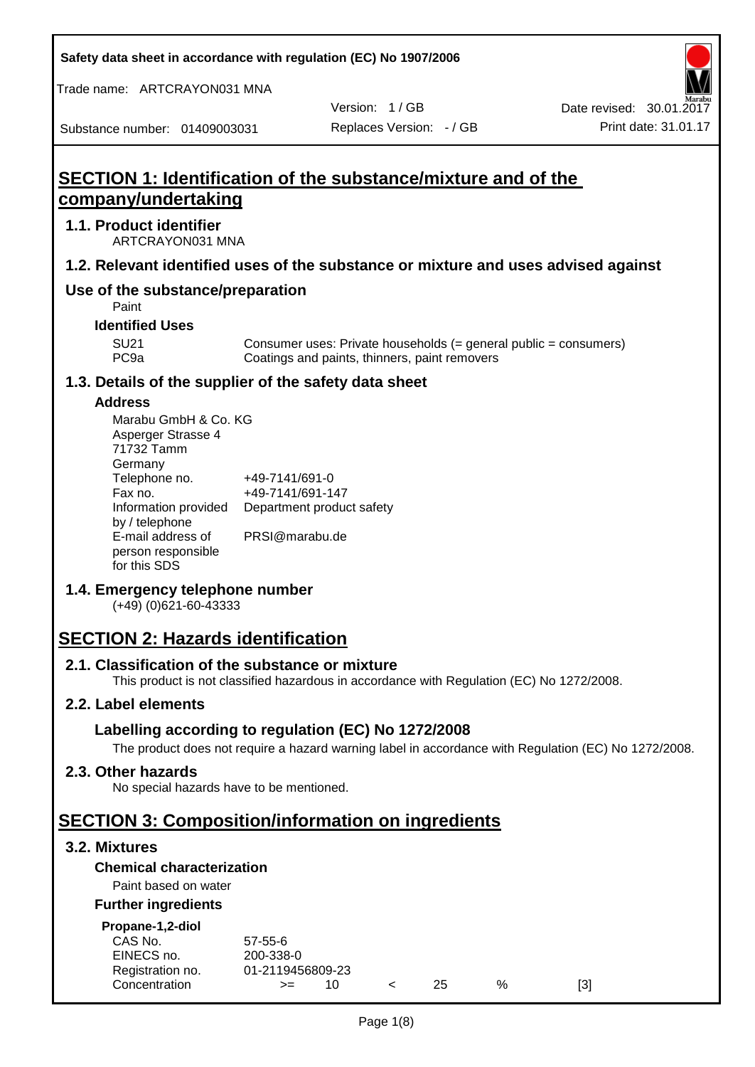Safety data sheet in accordance with regulation (EC) No 1907/2006

Trade name: ARTCRAYON031 MNA

| | | |
|---|---|---|
| | Version: 1 / GB | Date revised: 30.01.2017 |
| Substance number: 01409003031 | Replaces Version: - / GB | Print date: 31.01.17 |

# SECTION 1: Identification of the substance/mixture and of the company/undertaking

## 1.1. Product identifier

ARTCRAYON031 MNA

## 1.2. Relevant identified uses of the substance or mixture and uses advised against

## Use of the substance/preparation

Paint

### Identified Uses

| | |
|---|---|
| SU21 | Consumer uses: Private households (= general public = consumers) |
| PC9a | Coatings and paints, thinners, paint removers |

## 1.3. Details of the supplier of the safety data sheet

### Address

Marabu GmbH & Co. KG
Asperger Strasse 4
71732 Tamm
Germany

| | |
|---|---|
| Telephone no. | +49-7141/691-0 |
| Fax no. | +49-7141/691-147 |
| Information provided by / telephone | Department product safety |
| E-mail address of person responsible for this SDS | PRSI@marabu.de |

## 1.4. Emergency telephone number

(+49) (0)621-60-43333

# SECTION 2: Hazards identification

## 2.1. Classification of the substance or mixture

This product is not classified hazardous in accordance with Regulation (EC) No 1272/2008.

## 2.2. Label elements

### Labelling according to regulation (EC) No 1272/2008

The product does not require a hazard warning label in accordance with Regulation (EC) No 1272/2008.

## 2.3. Other hazards

No special hazards have to be mentioned.

# SECTION 3: Composition/information on ingredients

## 3.2. Mixtures

### Chemical characterization

Paint based on water

### Further ingredients

**Propane-1,2-diol**

| | | | | | | |
|---|---|---|---|---|---|---|
| CAS No. | 57-55-6 | | | | | |
| EINECS no. | 200-338-0 | | | | | |
| Registration no. | 01-2119456809-23 | | | | | |
| Concentration | >= | 10 | < | 25 | % | [3] |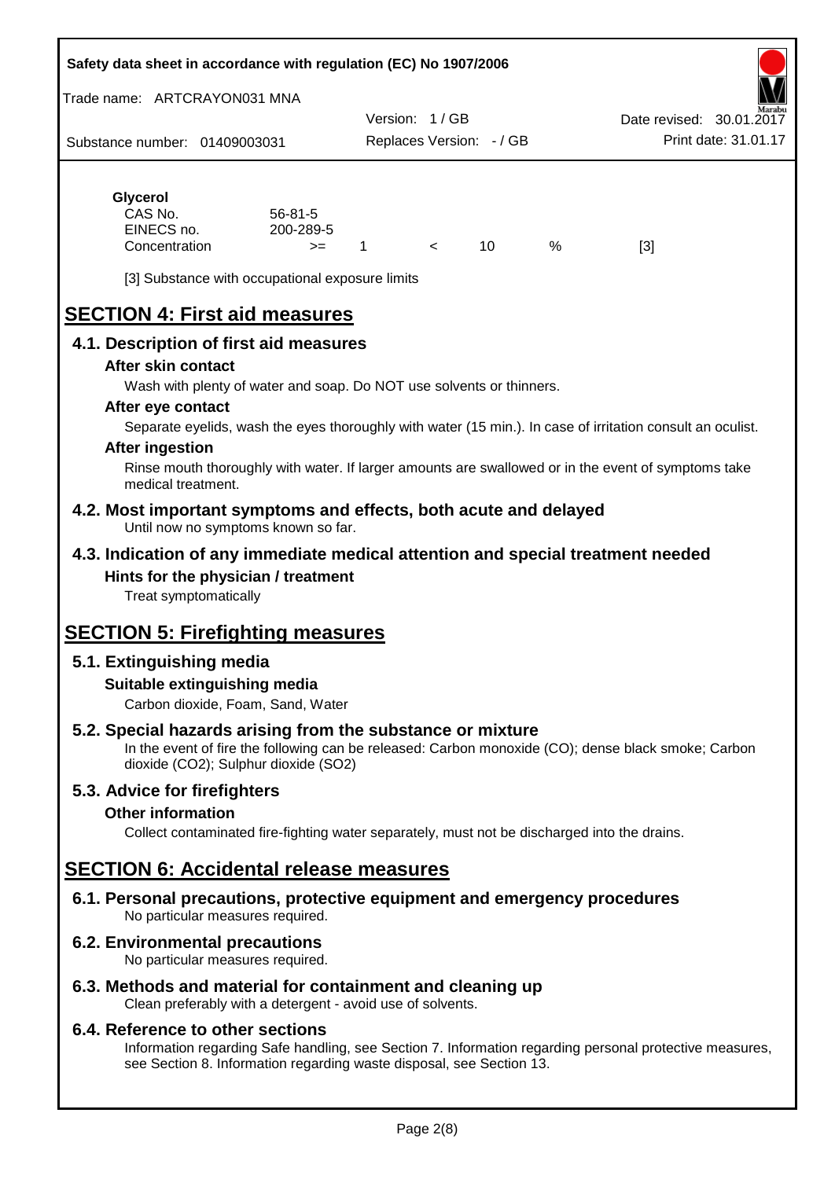**Glycerol**

| | | | | | | |
|---|---|---|---|---|---|---|
| CAS No. | 56-81-5 | | | | | |
| EINECS no. | 200-289-5 | | | | | |
| Concentration | >= | 1 | < | 10 | % | [3] |

[3] Substance with occupational exposure limits

# SECTION 4: First aid measures

## 4.1. Description of first aid measures

### After skin contact

Wash with plenty of water and soap. Do NOT use solvents or thinners.

### After eye contact

Separate eyelids, wash the eyes thoroughly with water (15 min.). In case of irritation consult an oculist.

### After ingestion

Rinse mouth thoroughly with water. If larger amounts are swallowed or in the event of symptoms take medical treatment.

## 4.2. Most important symptoms and effects, both acute and delayed

Until now no symptoms known so far.

## 4.3. Indication of any immediate medical attention and special treatment needed

### Hints for the physician / treatment

Treat symptomatically

# SECTION 5: Firefighting measures

## 5.1. Extinguishing media

### Suitable extinguishing media

Carbon dioxide, Foam, Sand, Water

## 5.2. Special hazards arising from the substance or mixture

In the event of fire the following can be released: Carbon monoxide (CO); dense black smoke; Carbon dioxide ($CO_2$); Sulphur dioxide ($SO_2$)

## 5.3. Advice for firefighters

### Other information

Collect contaminated fire-fighting water separately, must not be discharged into the drains.

# SECTION 6: Accidental release measures

## 6.1. Personal precautions, protective equipment and emergency procedures

No particular measures required.

## 6.2. Environmental precautions

No particular measures required.

## 6.3. Methods and material for containment and cleaning up

Clean preferably with a detergent - avoid use of solvents.

## 6.4. Reference to other sections

Information regarding Safe handling, see Section 7. Information regarding personal protective measures, see Section 8. Information regarding waste disposal, see Section 13.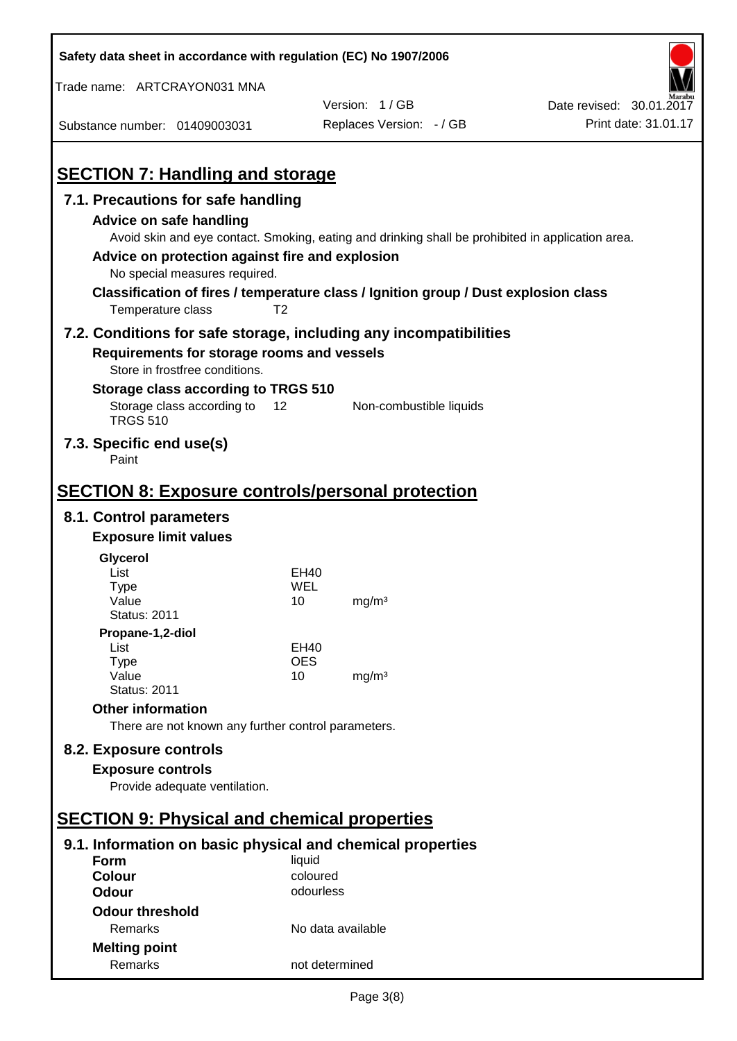## SECTION 7: Handling and storage

### 7.1. Precautions for safe handling

**Advice on safe handling**

Avoid skin and eye contact. Smoking, eating and drinking shall be prohibited in application area.

**Advice on protection against fire and explosion**

No special measures required.

**Classification of fires / temperature class / Ignition group / Dust explosion class**

Temperature class T2

### 7.2. Conditions for safe storage, including any incompatibilities

**Requirements for storage rooms and vessels**

Store in frostfree conditions.

**Storage class according to TRGS 510**

| Storage class according to TRGS 510 | 12 | Non-combustible liquids |
|---|---|---|

### 7.3. Specific end use(s)

Paint

## SECTION 8: Exposure controls/personal protection

### 8.1. Control parameters

**Exposure limit values**

**Glycerol**

| List | EH40 | |
|---|---|---|
| Type | WEL | |
| Value | 10 | mg/m³ |
| Status: 2011 | | |

**Propane-1,2-diol**

| List | EH40 | |
|---|---|---|
| Type | OES | |
| Value | 10 | mg/m³ |
| Status: 2011 | | |

**Other information**

There are not known any further control parameters.

### 8.2. Exposure controls

**Exposure controls**

Provide adequate ventilation.

## SECTION 9: Physical and chemical properties

### 9.1. Information on basic physical and chemical properties

| | |
|---|---|
| **Form** | liquid |
| **Colour** | coloured |
| **Odour** | odourless |
| **Odour threshold** | |
| Remarks | No data available |
| **Melting point** | |
| Remarks | not determined |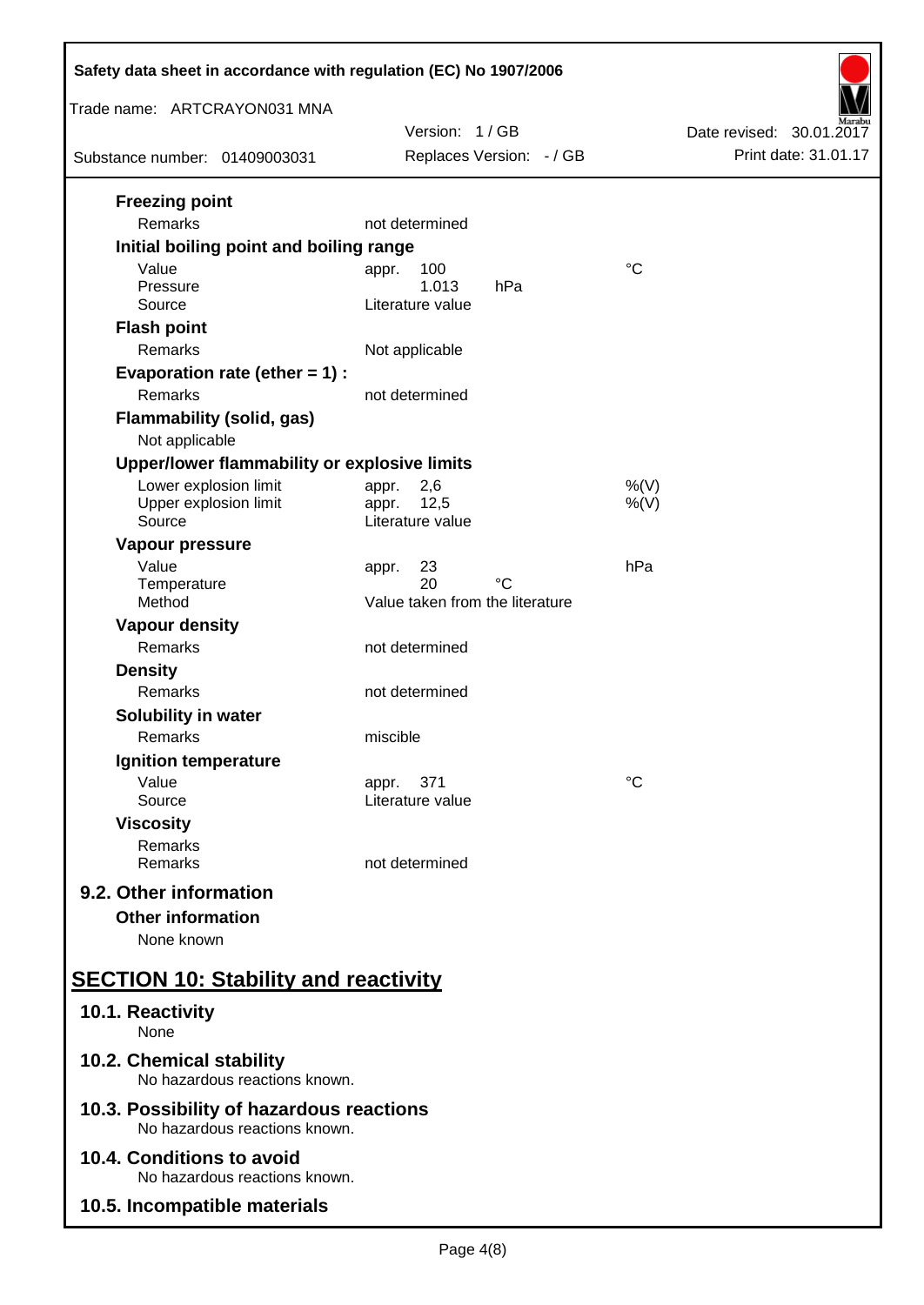**Freezing point**

| | | |
|---|---|---|
| Remarks | not determined | |

**Initial boiling point and boiling range**

| | | |
|---|---|---|
| Value | appr. 100 | °C |
| Pressure | 1.013 hPa | |
| Source | Literature value | |

**Flash point**

| | | |
|---|---|---|
| Remarks | Not applicable | |

**Evaporation rate (ether = 1) :**

| | | |
|---|---|---|
| Remarks | not determined | |

**Flammability (solid, gas)**

Not applicable

**Upper/lower flammability or explosive limits**

| | | |
|---|---|---|
| Lower explosion limit | appr. 2,6 | %(V) |
| Upper explosion limit | appr. 12,5 | %(V) |
| Source | Literature value | |

**Vapour pressure**

| | | |
|---|---|---|
| Value | appr. 23 | hPa |
| Temperature | 20 °C | |
| Method | Value taken from the literature | |

**Vapour density**

| | | |
|---|---|---|
| Remarks | not determined | |

**Density**

| | | |
|---|---|---|
| Remarks | not determined | |

**Solubility in water**

| | | |
|---|---|---|
| Remarks | miscible | |

**Ignition temperature**

| | | |
|---|---|---|
| Value | appr. 371 | °C |
| Source | Literature value | |

**Viscosity**

| | | |
|---|---|---|
| Remarks | | |
| Remarks | not determined | |

## 9.2. Other information

**Other information**

None known

# SECTION 10: Stability and reactivity

## 10.1. Reactivity

None

## 10.2. Chemical stability

No hazardous reactions known.

## 10.3. Possibility of hazardous reactions

No hazardous reactions known.

## 10.4. Conditions to avoid

No hazardous reactions known.

## 10.5. Incompatible materials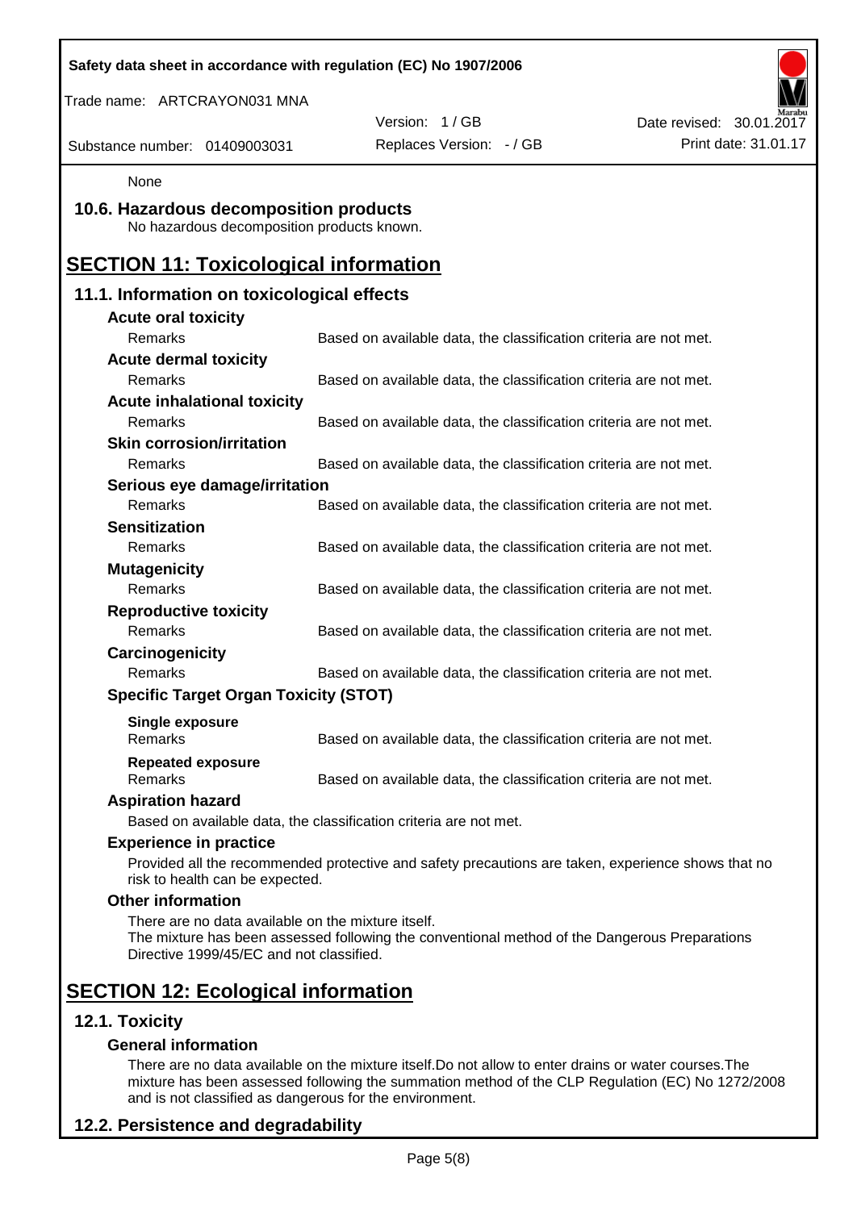None

### 10.6. Hazardous decomposition products

No hazardous decomposition products known.

## SECTION 11: Toxicological information

### 11.1. Information on toxicological effects

**Acute oral toxicity**

| Remarks | Based on available data, the classification criteria are not met. |
|---|---|

**Acute dermal toxicity**

| Remarks | Based on available data, the classification criteria are not met. |
|---|---|

**Acute inhalational toxicity**

| Remarks | Based on available data, the classification criteria are not met. |
|---|---|

**Skin corrosion/irritation**

| Remarks | Based on available data, the classification criteria are not met. |
|---|---|

**Serious eye damage/irritation**

| Remarks | Based on available data, the classification criteria are not met. |
|---|---|

**Sensitization**

| Remarks | Based on available data, the classification criteria are not met. |
|---|---|

**Mutagenicity**

| Remarks | Based on available data, the classification criteria are not met. |
|---|---|

**Reproductive toxicity**

| Remarks | Based on available data, the classification criteria are not met. |
|---|---|

**Carcinogenicity**

| Remarks | Based on available data, the classification criteria are not met. |
|---|---|

**Specific Target Organ Toxicity (STOT)**

**Single exposure**

| Remarks | Based on available data, the classification criteria are not met. |
|---|---|

**Repeated exposure**

| Remarks | Based on available data, the classification criteria are not met. |
|---|---|

**Aspiration hazard**

Based on available data, the classification criteria are not met.

**Experience in practice**

Provided all the recommended protective and safety precautions are taken, experience shows that no risk to health can be expected.

**Other information**

There are no data available on the mixture itself.
The mixture has been assessed following the conventional method of the Dangerous Preparations Directive 1999/45/EC and not classified.

## SECTION 12: Ecological information

### 12.1. Toxicity

**General information**

There are no data available on the mixture itself.Do not allow to enter drains or water courses.The mixture has been assessed following the summation method of the CLP Regulation (EC) No 1272/2008 and is not classified as dangerous for the environment.

### 12.2. Persistence and degradability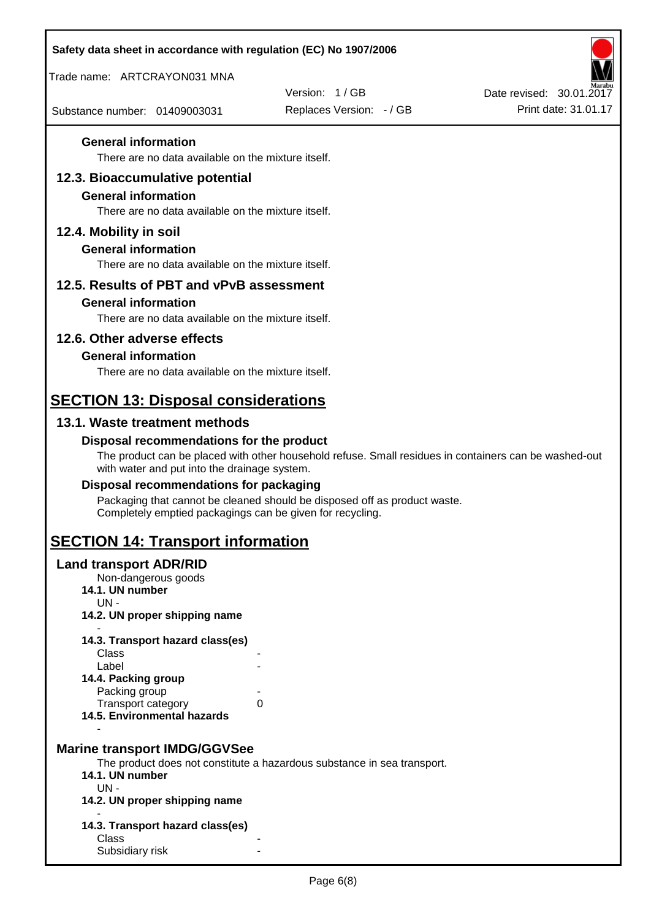**General information**

There are no data available on the mixture itself.

## 12.3. Bioaccumulative potential

**General information**

There are no data available on the mixture itself.

## 12.4. Mobility in soil

**General information**

There are no data available on the mixture itself.

## 12.5. Results of PBT and vPvB assessment

**General information**

There are no data available on the mixture itself.

## 12.6. Other adverse effects

**General information**

There are no data available on the mixture itself.

# SECTION 13: Disposal considerations

## 13.1. Waste treatment methods

**Disposal recommendations for the product**

The product can be placed with other household refuse. Small residues in containers can be washed-out with water and put into the drainage system.

**Disposal recommendations for packaging**

Packaging that cannot be cleaned should be disposed off as product waste.
Completely emptied packagings can be given for recycling.

# SECTION 14: Transport information

## Land transport ADR/RID

Non-dangerous goods

**14.1. UN number**

UN -

**14.2. UN proper shipping name**

-

**14.3. Transport hazard class(es)**

| | |
|---|---|
| Class | - |
| Label | - |

**14.4. Packing group**

| | |
|---|---|
| Packing group | - |
| Transport category | 0 |

**14.5. Environmental hazards**

-

## Marine transport IMDG/GGVSee

The product does not constitute a hazardous substance in sea transport.

**14.1. UN number**

UN -

**14.2. UN proper shipping name**

-

**14.3. Transport hazard class(es)**

| | |
|---|---|
| Class | - |
| Subsidiary risk | - |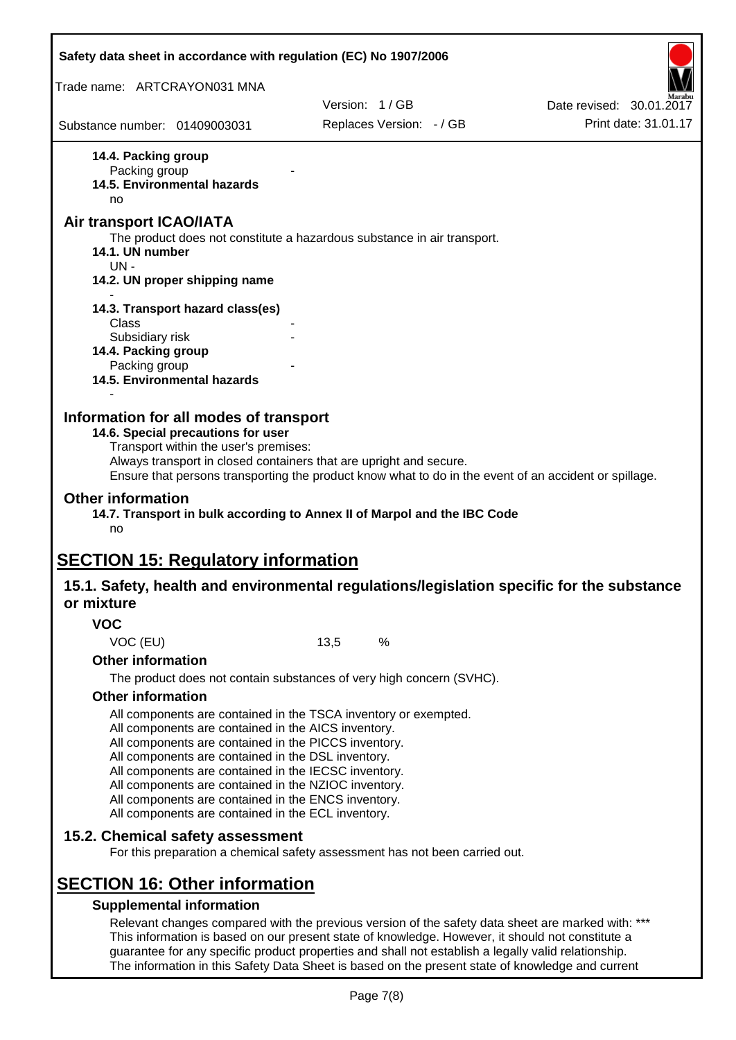**14.4. Packing group**

Packing group -

**14.5. Environmental hazards**

no

## Air transport ICAO/IATA

The product does not constitute a hazardous substance in air transport.

**14.1. UN number**

UN -

**14.2. UN proper shipping name**

-

**14.3. Transport hazard class(es)**

Class -

Subsidiary risk -

**14.4. Packing group**

Packing group -

**14.5. Environmental hazards**

-

## Information for all modes of transport

**14.6. Special precautions for user**

Transport within the user's premises:
Always transport in closed containers that are upright and secure.
Ensure that persons transporting the product know what to do in the event of an accident or spillage.

## Other information

**14.7. Transport in bulk according to Annex II of Marpol and the IBC Code**

no

# SECTION 15: Regulatory information

## 15.1. Safety, health and environmental regulations/legislation specific for the substance or mixture

**VOC**

VOC (EU) 13,5 %

**Other information**

The product does not contain substances of very high concern (SVHC).

**Other information**

All components are contained in the TSCA inventory or exempted.
All components are contained in the AICS inventory.
All components are contained in the PICCS inventory.
All components are contained in the DSL inventory.
All components are contained in the IECSC inventory.
All components are contained in the NZIOC inventory.
All components are contained in the ENCS inventory.
All components are contained in the ECL inventory.

## 15.2. Chemical safety assessment

For this preparation a chemical safety assessment has not been carried out.

# SECTION 16: Other information

**Supplemental information**

Relevant changes compared with the previous version of the safety data sheet are marked with: ***
This information is based on our present state of knowledge. However, it should not constitute a guarantee for any specific product properties and shall not establish a legally valid relationship.
The information in this Safety Data Sheet is based on the present state of knowledge and current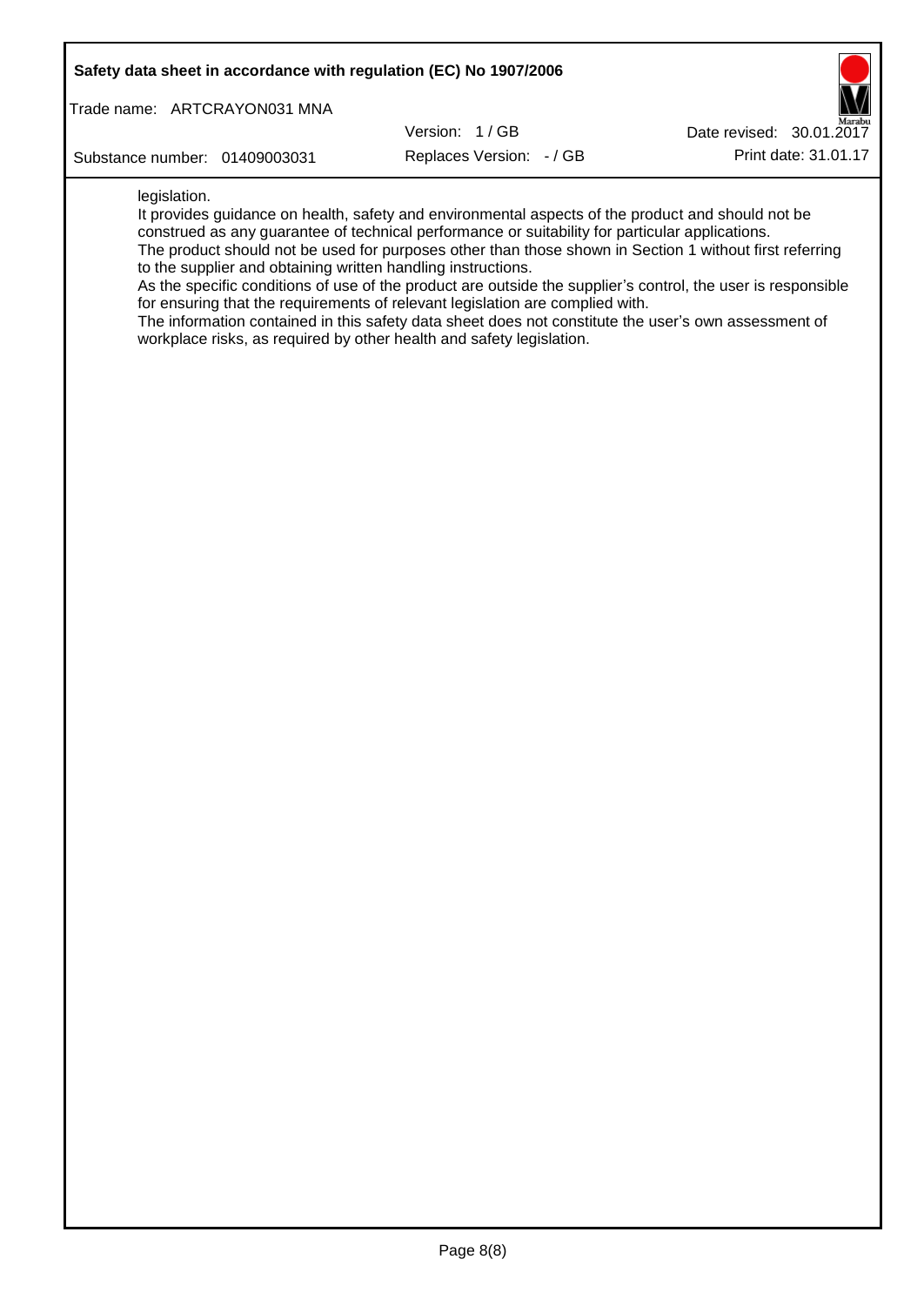legislation.

It provides guidance on health, safety and environmental aspects of the product and should not be construed as any guarantee of technical performance or suitability for particular applications.

The product should not be used for purposes other than those shown in Section 1 without first referring to the supplier and obtaining written handling instructions.

As the specific conditions of use of the product are outside the supplier's control, the user is responsible for ensuring that the requirements of relevant legislation are complied with.

The information contained in this safety data sheet does not constitute the user's own assessment of workplace risks, as required by other health and safety legislation.